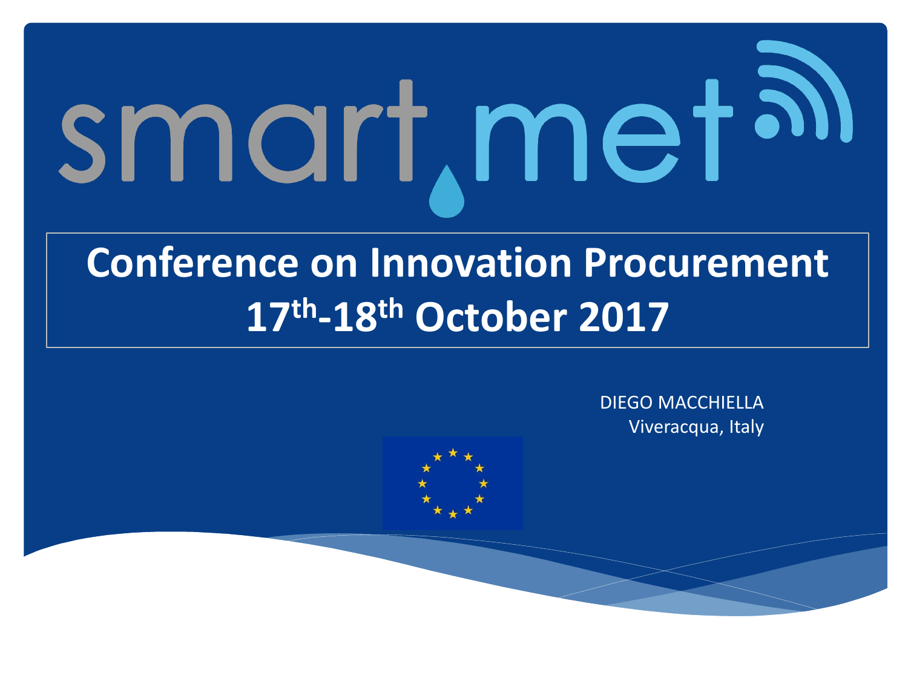# smart.met

## Conference on Innovation Procurement 17th-18th October 2017

DIEGO MACCHIELLA
Viveracqua, Italy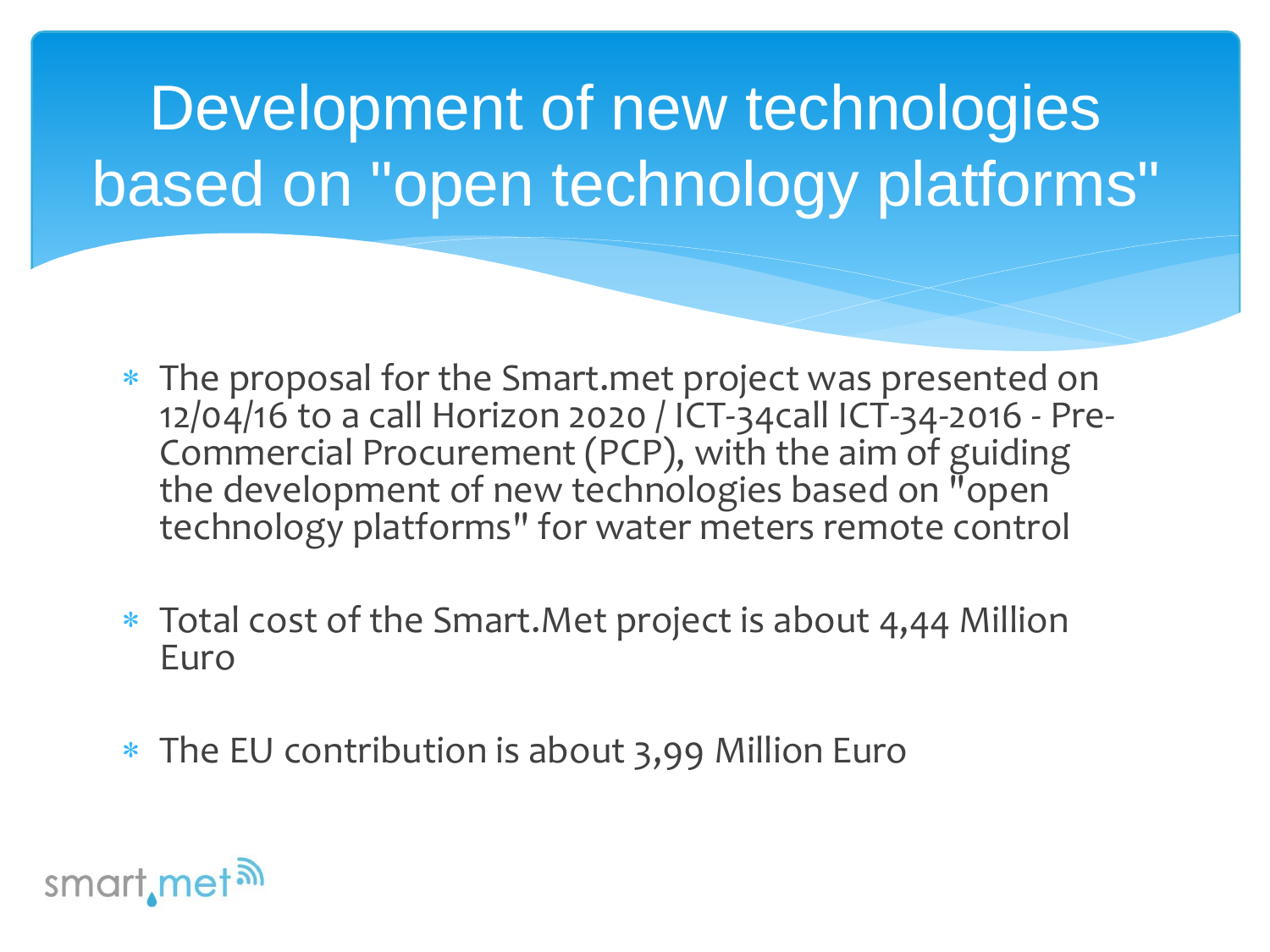# Development of new technologies based on "open technology platforms"

- The proposal for the Smart.met project was presented on 12/04/16 to a call Horizon 2020 / ICT-34call ICT-34-2016 - Pre-Commercial Procurement (PCP), with the aim of guiding the development of new technologies based on "open technology platforms" for water meters remote control

- Total cost of the Smart.Met project is about 4,44 Million Euro

- The EU contribution is about 3,99 Million Euro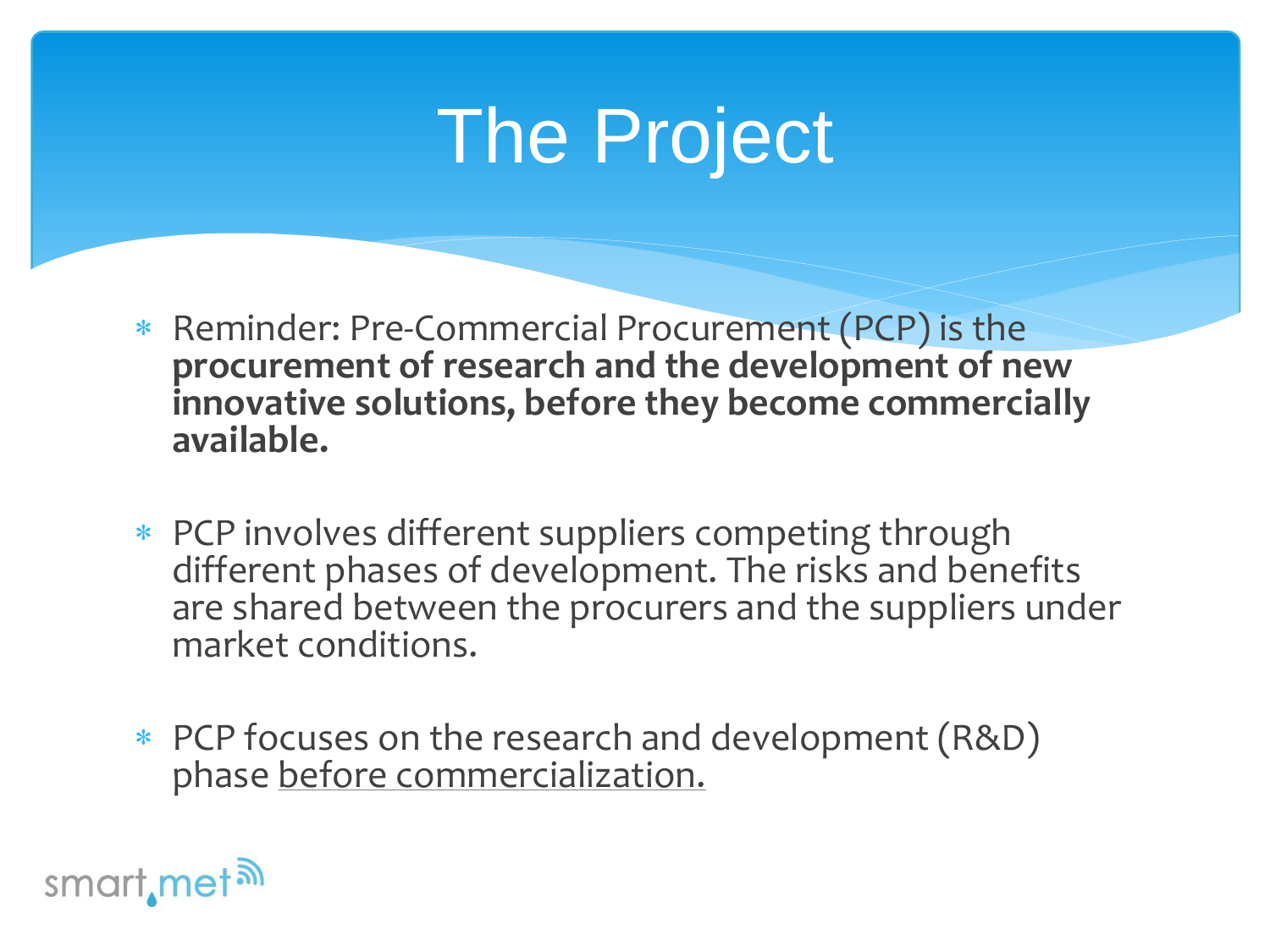# The Project

- Reminder: Pre-Commercial Procurement (PCP) is the **procurement of research and the development of new innovative solutions, before they become commercially available.**

- PCP involves different suppliers competing through different phases of development. The risks and benefits are shared between the procurers and the suppliers under market conditions.

- PCP focuses on the research and development (R&D) phase <u>before commercialization.</u>

smart.met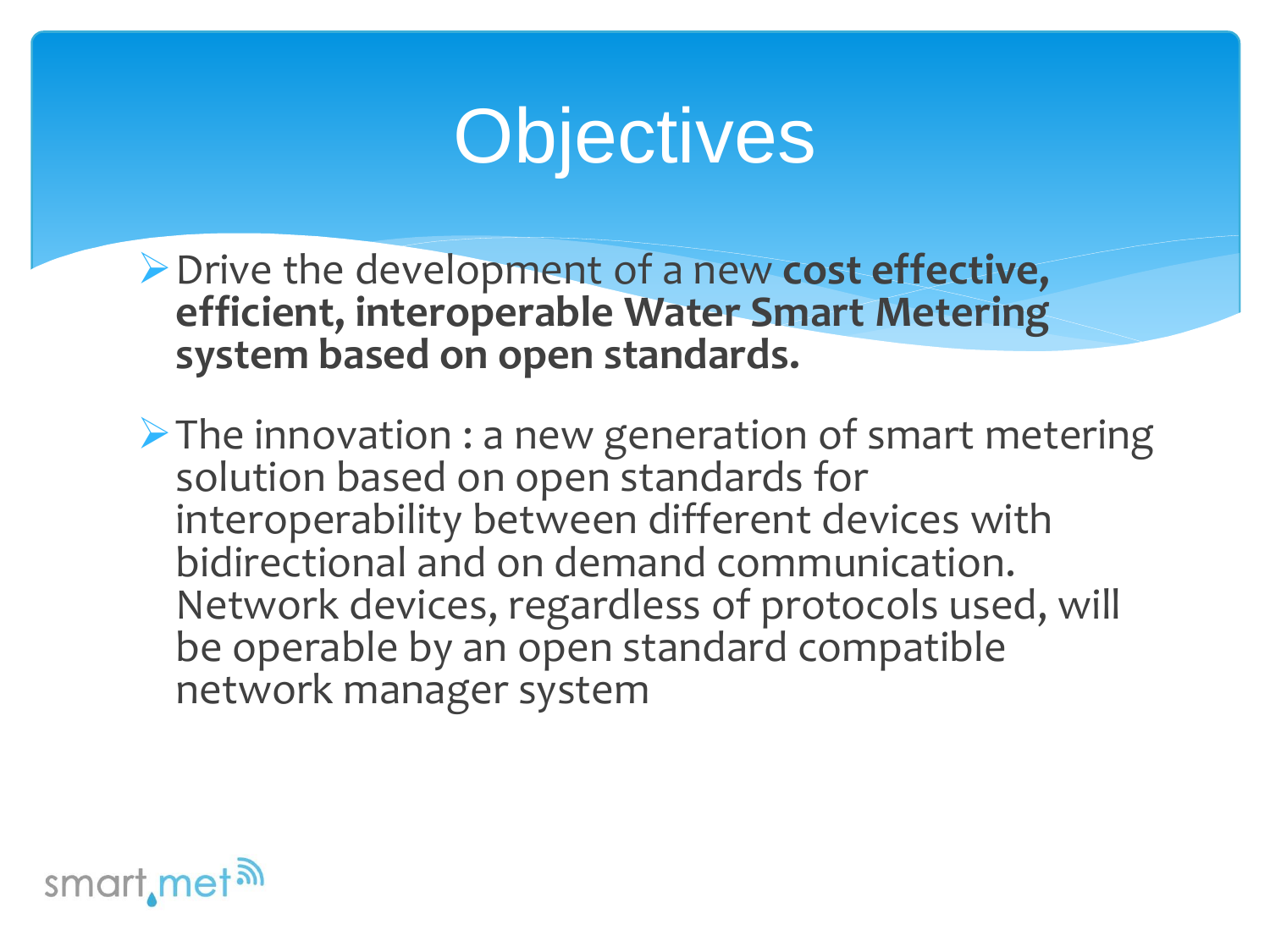# Objectives

- Drive the development of a new **cost effective, efficient, interoperable Water Smart Metering system based on open standards.**

- The innovation : a new generation of smart metering solution based on open standards for interoperability between different devices with bidirectional and on demand communication. Network devices, regardless of protocols used, will be operable by an open standard compatible network manager system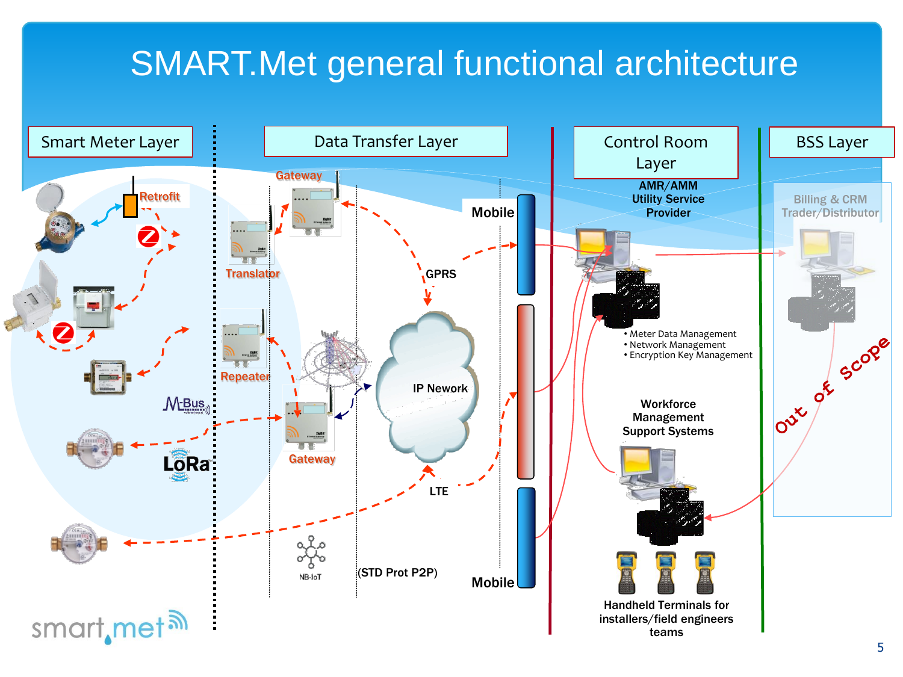# SMART.Met general functional architecture

## Smart Meter Layer

Retrofit

M-Bus

LoRa

## Data Transfer Layer

Gateway

Translator

Repeater

Gateway

GPRS

IP Nework

LTE

NB-IoT

(STD Prot P2P)

Mobile

Mobile

## Control Room Layer

AMR/AMM Utility Service Provider

- Meter Data Management
- Network Management
- Encryption Key Management

Workforce Management Support Systems

Handheld Terminals for installers/field engineers teams

## BSS Layer

Billing & CRM Trader/Distributor

Out of Scope

smart.met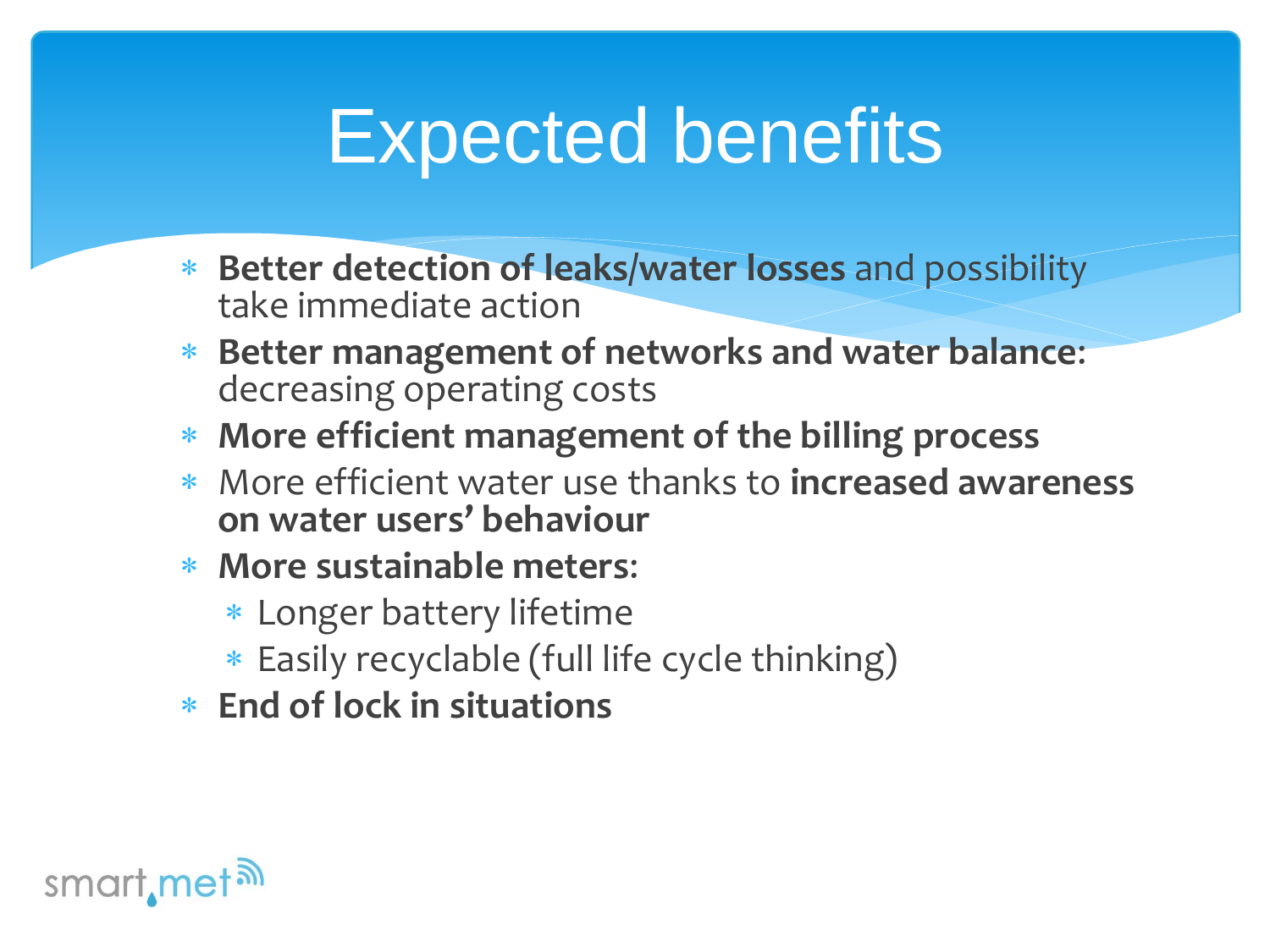# Expected benefits

- **Better detection of leaks/water losses** and possibility take immediate action
- **Better management of networks and water balance**: decreasing operating costs
- **More efficient management of the billing process**
- More efficient water use thanks to **increased awareness on water users' behaviour**
- **More sustainable meters:**
  - Longer battery lifetime
  - Easily recyclable (full life cycle thinking)
- **End of lock in situations**

smart.met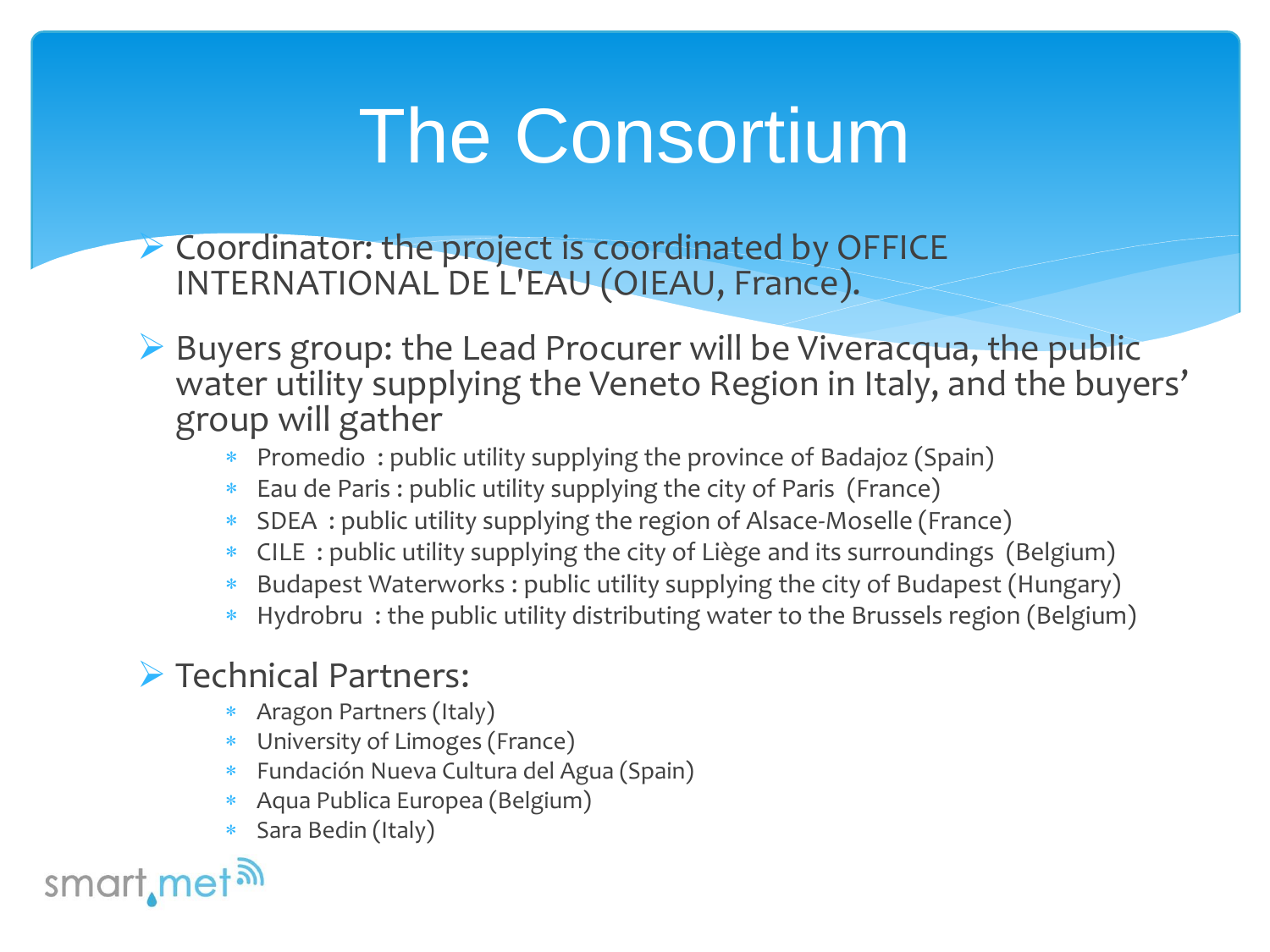# The Consortium

- Coordinator: the project is coordinated by OFFICE INTERNATIONAL DE L'EAU (OIEAU, France).
- Buyers group: the Lead Procurer will be Viveracqua, the public water utility supplying the Veneto Region in Italy, and the buyers' group will gather
  - Promedio : public utility supplying the province of Badajoz (Spain)
  - Eau de Paris : public utility supplying the city of Paris (France)
  - SDEA : public utility supplying the region of Alsace-Moselle (France)
  - CILE : public utility supplying the city of Liège and its surroundings (Belgium)
  - Budapest Waterworks : public utility supplying the city of Budapest (Hungary)
  - Hydrobru : the public utility distributing water to the Brussels region (Belgium)
- Technical Partners:
  - Aragon Partners (Italy)
  - University of Limoges (France)
  - Fundación Nueva Cultura del Agua (Spain)
  - Aqua Publica Europea (Belgium)
  - Sara Bedin (Italy)

smart.met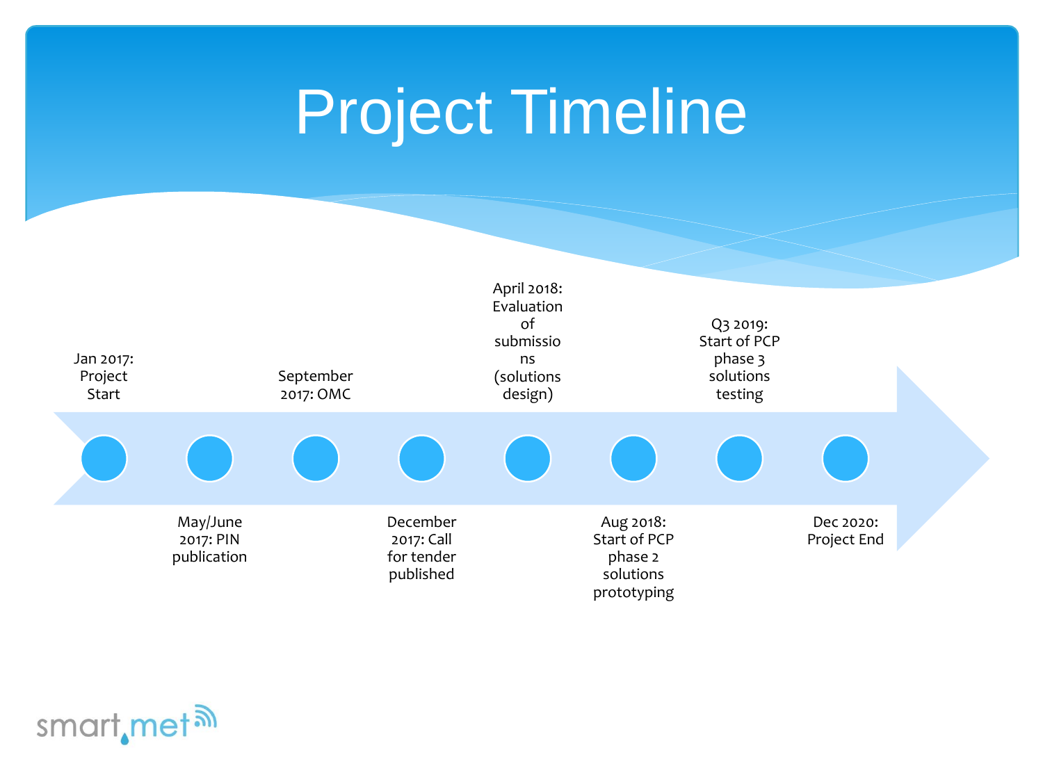# Project Timeline

- Jan 2017: Project Start
- May/June 2017: PIN publication
- September 2017: OMC
- December 2017: Call for tender published
- April 2018: Evaluation of submissions (solutions design)
- Aug 2018: Start of PCP phase 2 solutions prototyping
- Q3 2019: Start of PCP phase 3 solutions testing
- Dec 2020: Project End

smart.met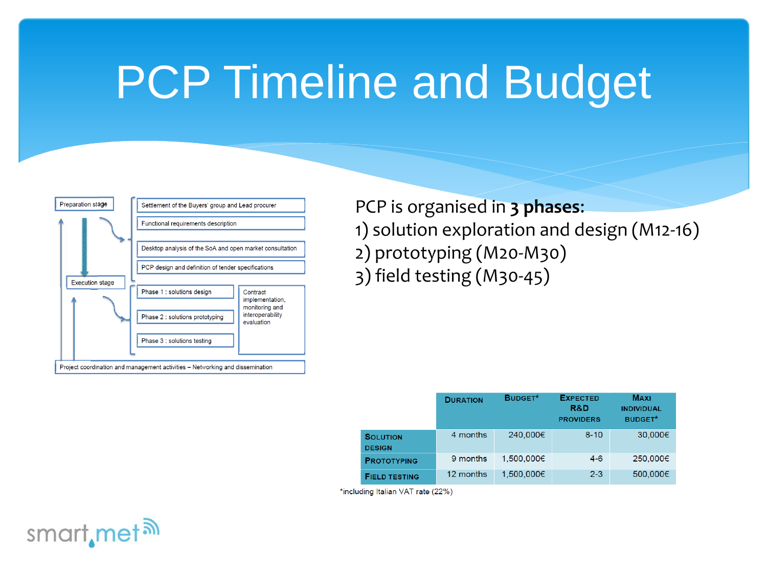# PCP Timeline and Budget

Preparation stage

- Settlement of the Buyers' group and Lead procurer
- Functional requirements description
- Desktop analysis of the SoA and open market consultation
- PCP design and definition of tender specifications

Execution stage

- Phase 1 : solutions design
- Phase 2 : solutions prototyping
- Phase 3 : solutions testing

Contract implementation, monitoring and interoperability evaluation

Project coordination and management activities – Networking and dissemination

PCP is organised in **3 phases:**

1) solution exploration and design (M12-16)
2) prototyping (M20-M30)
3) field testing (M30-45)

| | Duration | Budget* | Expected R&D providers | Maxi individual budget* |
|---|---|---|---|---|
| Solution design | 4 months | 240,000€ | 8-10 | 30,000€ |
| Prototyping | 9 months | 1,500,000€ | 4-6 | 250,000€ |
| Field testing | 12 months | 1,500,000€ | 2-3 | 500,000€ |

*including Italian VAT rate (22%)

smart met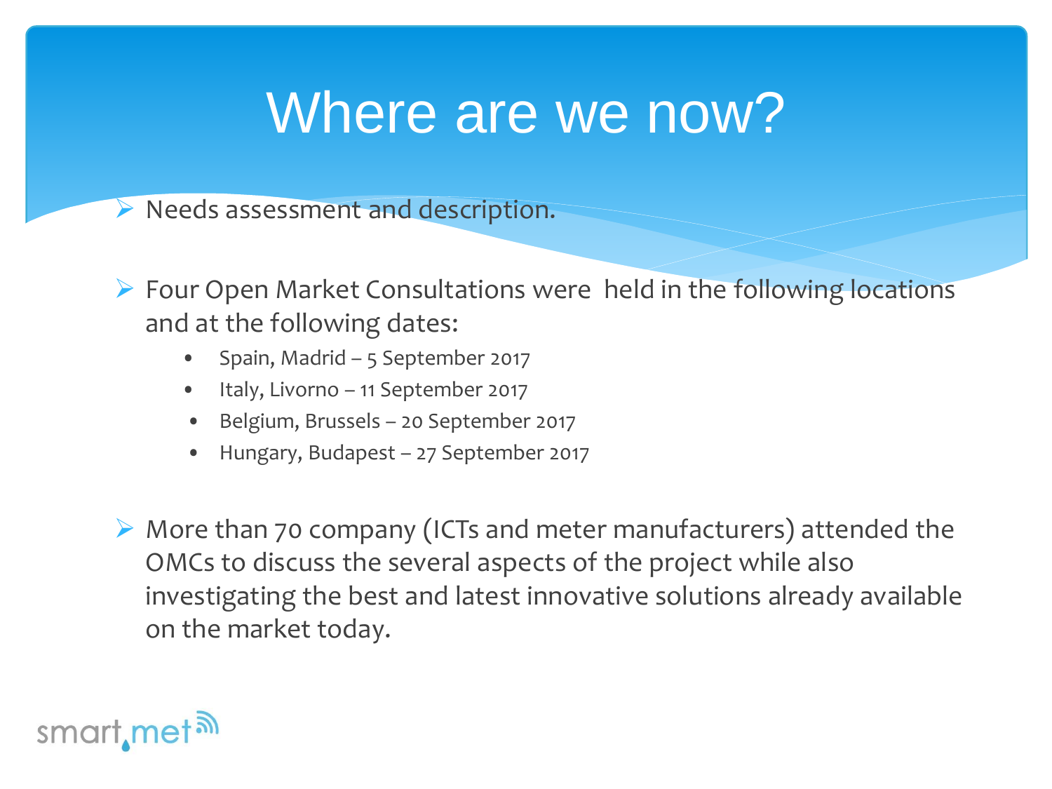# Where are we now?

- Needs assessment and description.

- Four Open Market Consultations were  held in the following locations and at the following dates:
  - Spain, Madrid – 5 September 2017
  - Italy, Livorno – 11 September 2017
  - Belgium, Brussels – 20 September 2017
  - Hungary, Budapest – 27 September 2017

- More than 70 company (ICTs and meter manufacturers) attended the OMCs to discuss the several aspects of the project while also investigating the best and latest innovative solutions already available on the market today.

smart.met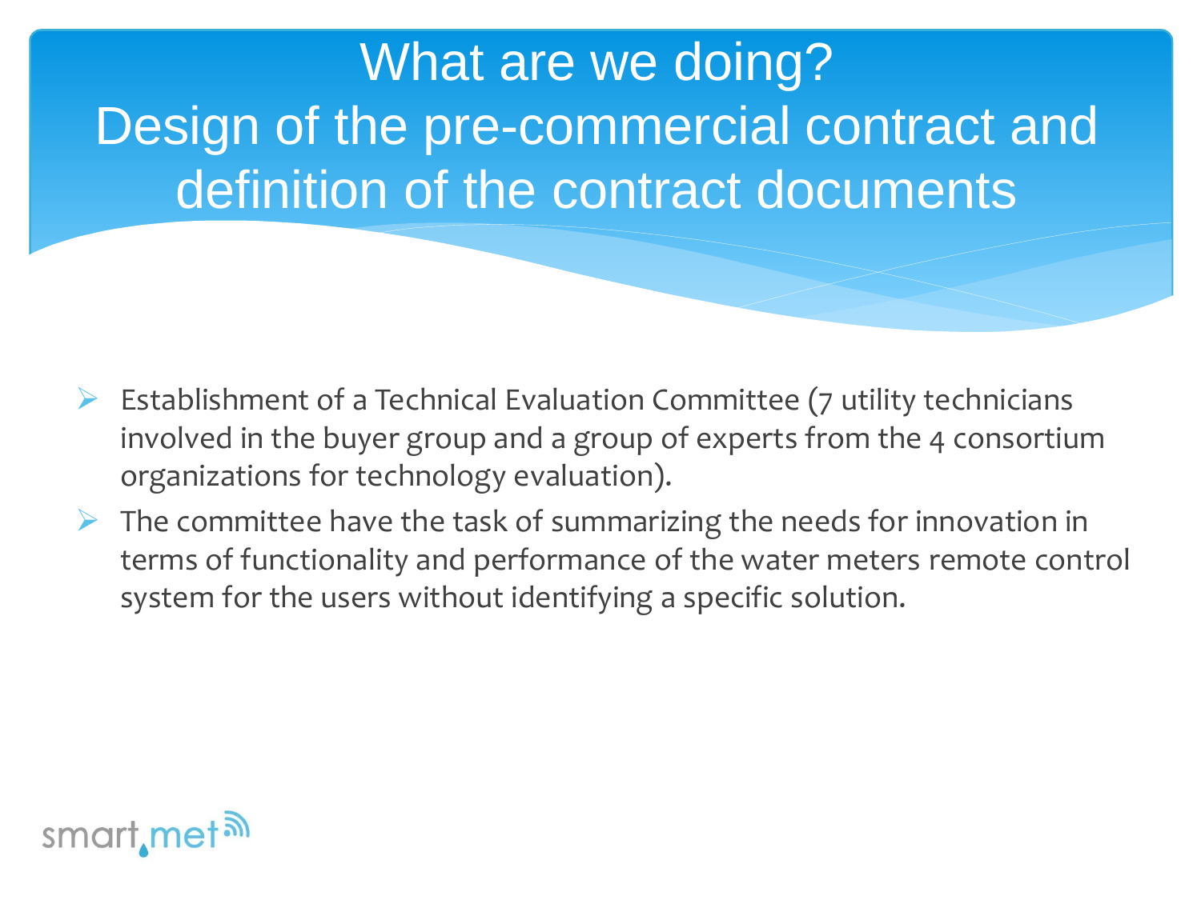# What are we doing?
# Design of the pre-commercial contract and definition of the contract documents

- Establishment of a Technical Evaluation Committee (7 utility technicians involved in the buyer group and a group of experts from the 4 consortium organizations for technology evaluation).
- The committee have the task of summarizing the needs for innovation in terms of functionality and performance of the water meters remote control system for the users without identifying a specific solution.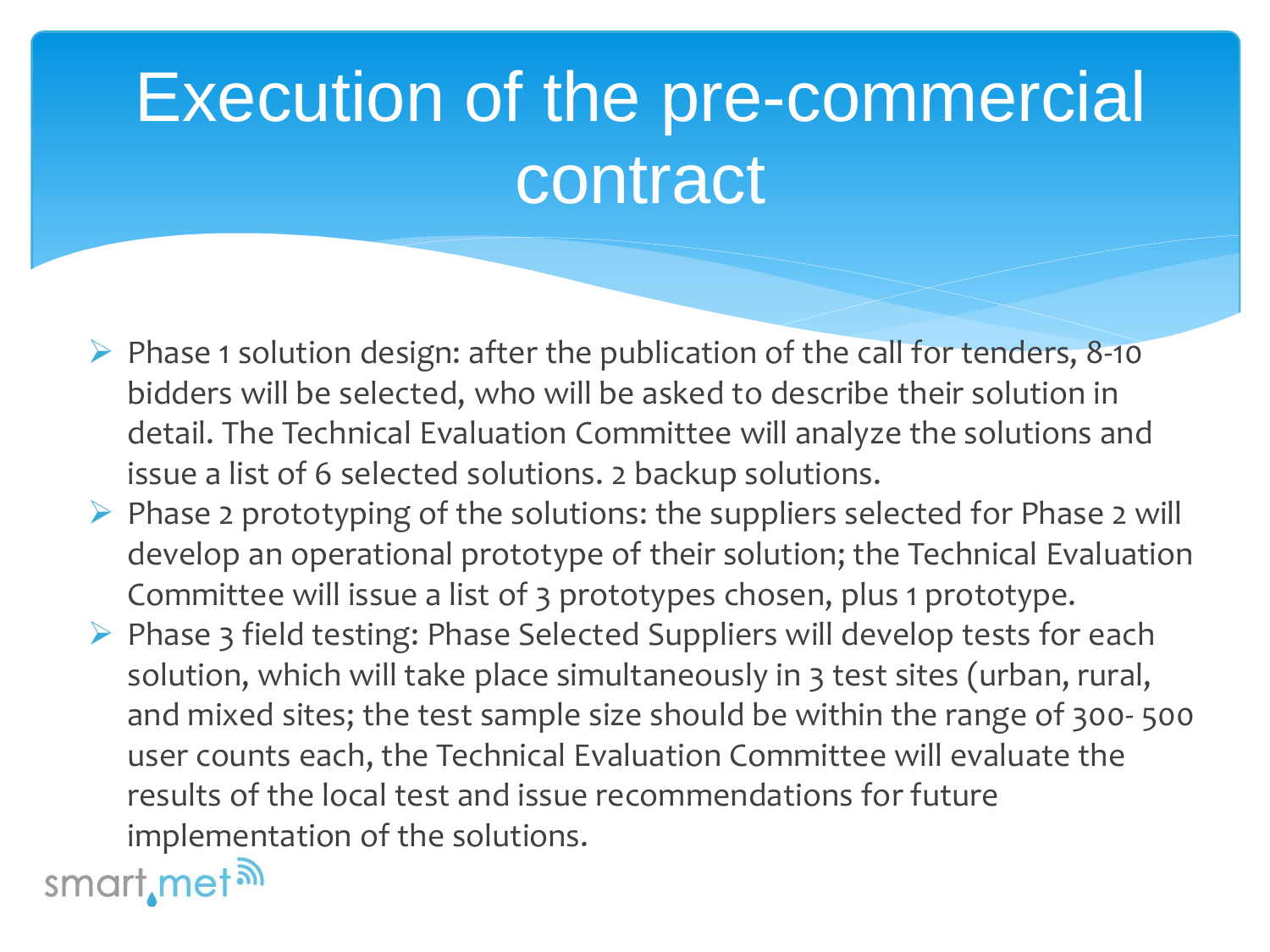# Execution of the pre-commercial contract

- Phase 1 solution design: after the publication of the call for tenders, 8-10 bidders will be selected, who will be asked to describe their solution in detail. The Technical Evaluation Committee will analyze the solutions and issue a list of 6 selected solutions. 2 backup solutions.
- Phase 2 prototyping of the solutions: the suppliers selected for Phase 2 will develop an operational prototype of their solution; the Technical Evaluation Committee will issue a list of 3 prototypes chosen, plus 1 prototype.
- Phase 3 field testing: Phase Selected Suppliers will develop tests for each solution, which will take place simultaneously in 3 test sites (urban, rural, and mixed sites; the test sample size should be within the range of 300- 500 user counts each, the Technical Evaluation Committee will evaluate the results of the local test and issue recommendations for future implementation of the solutions.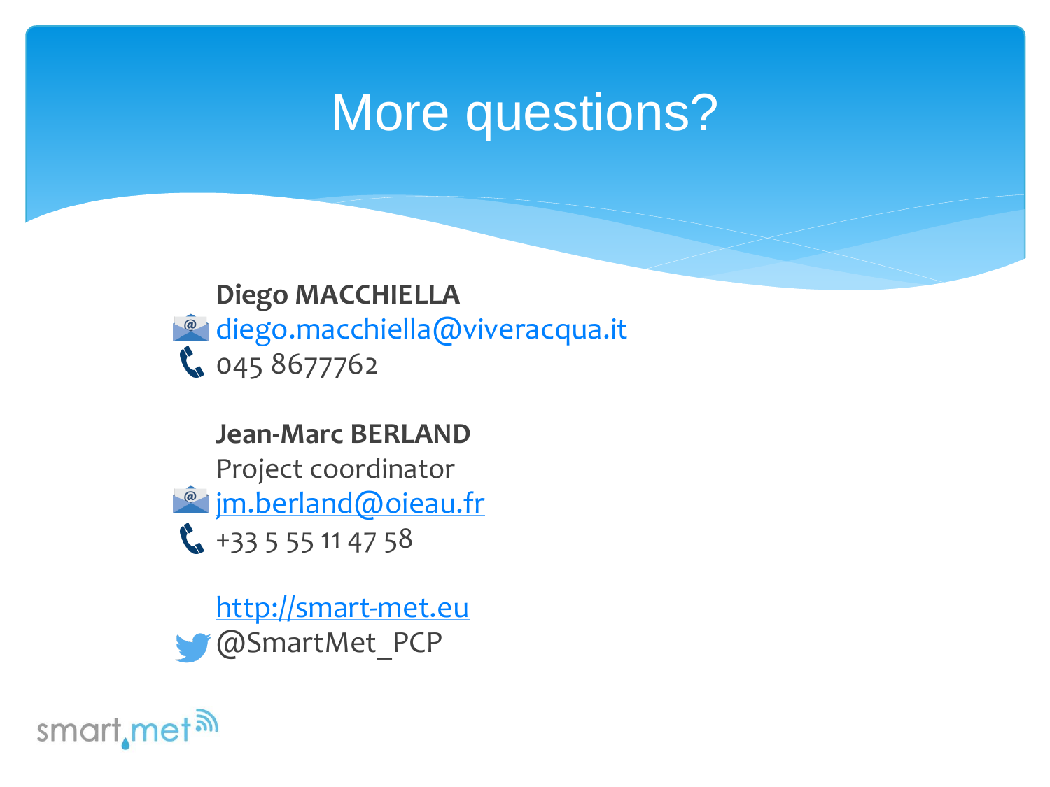# More questions?

**Diego MACCHIELLA**
diego.macchiella@viveracqua.it
045 8677762

**Jean-Marc BERLAND**
Project coordinator
jm.berland@oieau.fr
+33 5 55 11 47 58

http://smart-met.eu
@SmartMet_PCP